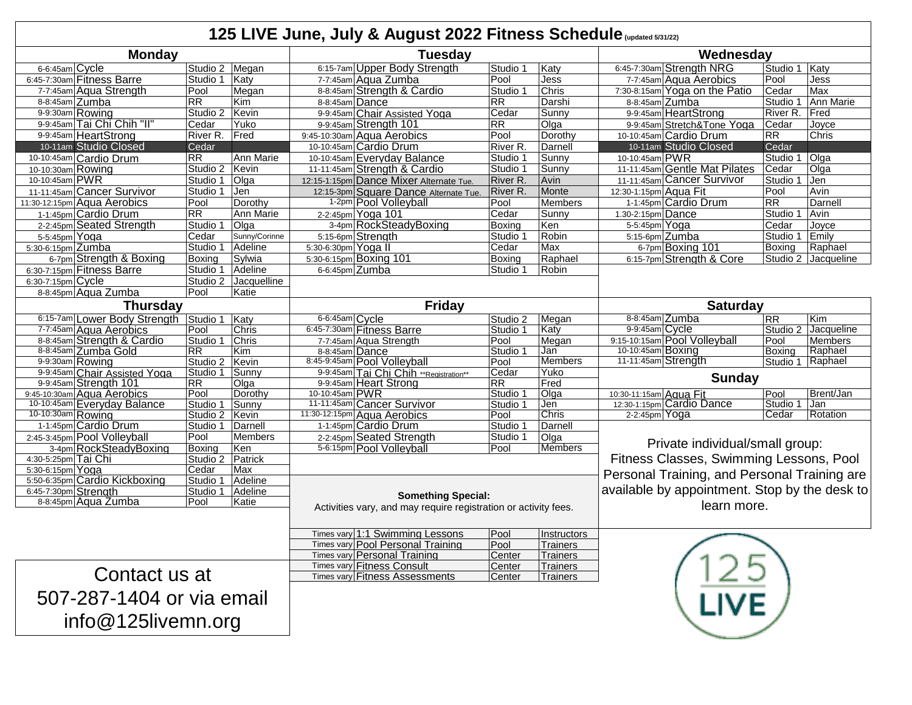# 125 LIVE June, July & August 2022 Fitness Schedule (updated 5/31/22)

## Monday

| Time | Class | Location | Instructor |
|---|---|---|---|
| 6-6:45am | Cycle | Studio 2 | Megan |
| 6:45-7:30am | Fitness Barre | Studio 1 | Katy |
| 7-7:45am | Aqua Strength | Pool | Megan |
| 8-8:45am | Zumba | RR | Kim |
| 9-9:30am | Rowing | Studio 2 | Kevin |
| 9-9:45am | Tai Chi Chih "II" | Cedar | Yuko |
| 9-9:45am | HeartStrong | River R. | Fred |
| 10-11am | Studio Closed | Cedar | |
| 10-10:45am | Cardio Drum | RR | Ann Marie |
| 10-10:30am | Rowing | Studio 2 | Kevin |
| 10-10:45am | PWR | Studio 1 | Olga |
| 11-11:45am | Cancer Survivor | Studio 1 | Jen |
| 11:30-12:15pm | Aqua Aerobics | Pool | Dorothy |
| 1-1:45pm | Cardio Drum | RR | Ann Marie |
| 2-2:45pm | Seated Strength | Studio 1 | Olga |
| 5-5:45pm | Yoga | Cedar | Sunny/Corinne |
| 5:30-6:15pm | Zumba | Studio 1 | Adeline |
| 6-7pm | Strength & Boxing | Boxing | Sylwia |
| 6:30-7:15pm | Fitness Barre | Studio 1 | Adeline |
| 6:30-7:15pm | Cycle | Studio 2 | Jacquelline |
| 8-8:45pm | Aqua Zumba | Pool | Katie |

## Tuesday

| Time | Class | Location | Instructor |
|---|---|---|---|
| 6:15-7am | Upper Body Strength | Studio 1 | Katy |
| 7-7:45am | Aqua Zumba | Pool | Jess |
| 8-8:45am | Strength & Cardio | Studio 1 | Chris |
| 8-8:45am | Dance | RR | Darshi |
| 9-9:45am | Chair Assisted Yoga | Cedar | Sunny |
| 9-9:45am | Strength 101 | RR | Olga |
| 9:45-10:30am | Aqua Aerobics | Pool | Dorothy |
| 10-10:45am | Cardio Drum | River R. | Darnell |
| 10-10:45am | Everyday Balance | Studio 1 | Sunny |
| 11-11:45am | Strength & Cardio | Studio 1 | Sunny |
| 12:15-1:15pm | Dance Mixer Alternate Tue. | River R. | Avin |
| 12:15-3pm | Square Dance Alternate Tue. | River R. | Monte |
| 1-2pm | Pool Volleyball | Pool | Members |
| 2-2:45pm | Yoga 101 | Cedar | Sunny |
| 3-4pm | RockSteadyBoxing | Boxing | Ken |
| 5:15-6pm | Strength | Studio 1 | Robin |
| 5:30-6:30pm | Yoga II | Cedar | Max |
| 5:30-6:15pm | Boxing 101 | Boxing | Raphael |
| 6-6:45pm | Zumba | Studio 1 | Robin |

## Wednesday

| Time | Class | Location | Instructor |
|---|---|---|---|
| 6:45-7:30am | Strength NRG | Studio 1 | Katy |
| 7-7:45am | Aqua Aerobics | Pool | Jess |
| 7:30-8:15am | Yoga on the Patio | Cedar | Max |
| 8-8:45am | Zumba | Studio 1 | Ann Marie |
| 9-9:45am | HeartStrong | River R. | Fred |
| 9-9:45am | Stretch&Tone Yoga | Cedar | Joyce |
| 10-10:45am | Cardio Drum | RR | Chris |
| 10-11am | Studio Closed | Cedar | |
| 10-10:45am | PWR | Studio 1 | Olga |
| 11-11:45am | Gentle Mat Pilates | Cedar | Olga |
| 11-11:45am | Cancer Survivor | Studio 1 | Jen |
| 12:30-1:15pm | Aqua Fit | Pool | Avin |
| 1-1:45pm | Cardio Drum | RR | Darnell |
| 1.30-2:15pm | Dance | Studio 1 | Avin |
| 5-5:45pm | Yoga | Cedar | Joyce |
| 5:15-6pm | Zumba | Studio 1 | Emily |
| 6-7pm | Boxing 101 | Boxing | Raphael |
| 6:15-7pm | Strength & Core | Studio 2 | Jacqueline |

## Thursday

| Time | Class | Location | Instructor |
|---|---|---|---|
| 6:15-7am | Lower Body Strength | Studio 1 | Katy |
| 7-7:45am | Aqua Aerobics | Pool | Chris |
| 8-8:45am | Strength & Cardio | Studio 1 | Chris |
| 8-8:45am | Zumba Gold | RR | Kim |
| 9-9:30am | Rowing | Studio 2 | Kevin |
| 9-9:45am | Chair Assisted Yoga | Studio 1 | Sunny |
| 9-9:45am | Strength 101 | RR | Olga |
| 9:45-10:30am | Aqua Aerobics | Pool | Dorothy |
| 10-10:45am | Everyday Balance | Studio 1 | Sunny |
| 10-10:30am | Rowing | Studio 2 | Kevin |
| 1-1:45pm | Cardio Drum | Studio 1 | Darnell |
| 2:45-3:45pm | Pool Volleyball | Pool | Members |
| 3-4pm | RockSteadyBoxing | Boxing | Ken |
| 4:30-5:25pm | Tai Chi | Studio 2 | Patrick |
| 5:30-6:15pm | Yoga | Cedar | Max |
| 5:50-6:35pm | Cardio Kickboxing | Studio 1 | Adeline |
| 6:45-7:30pm | Strength | Studio 1 | Adeline |
| 8-8:45pm | Aqua Zumba | Pool | Katie |

## Friday

| Time | Class | Location | Instructor |
|---|---|---|---|
| 6-6:45am | Cycle | Studio 2 | Megan |
| 6:45-7:30am | Fitness Barre | Studio 1 | Katy |
| 7-7:45am | Aqua Strength | Pool | Megan |
| 8-8:45am | Dance | Studio 1 | Jan |
| 8:45-9:45am | Pool Volleyball | Pool | Members |
| 9-9:45am | Tai Chi Chih **Registration** | Cedar | Yuko |
| 9-9:45am | Heart Strong | RR | Fred |
| 10-10:45am | PWR | Studio 1 | Olga |
| 11-11:45am | Cancer Survivor | Studio 1 | Jen |
| 11:30-12:15pm | Aqua Aerobics | Pool | Chris |
| 1-1:45pm | Cardio Drum | Studio 1 | Darnell |
| 2-2:45pm | Seated Strength | Studio 1 | Olga |
| 5-6:15pm | Pool Volleyball | Pool | Members |

## Saturday

| Time | Class | Location | Instructor |
|---|---|---|---|
| 8-8:45am | Zumba | RR | Kim |
| 9-9:45am | Cycle | Studio 2 | Jacqueline |
| 9:15-10:15am | Pool Volleyball | Pool | Members |
| 10-10:45am | Boxing | Boxing | Raphael |
| 11-11:45am | Strength | Studio 1 | Raphael |

## Sunday

| Time | Class | Location | Instructor |
|---|---|---|---|
| 10:30-11:15am | Aqua Fit | Pool | Brent/Jan |
| 12:30-1:15pm | Cardio Dance | Studio 1 | Jan |
| 2-2:45pm | Yoga | Cedar | Rotation |

**Something Special:**
Activities vary, and may require registration or activity fees.

| Time | Class | Location | Instructor |
|---|---|---|---|
| Times vary | 1:1 Swimming Lessons | Pool | Instructors |
| Times vary | Pool Personal Training | Pool | Trainers |
| Times vary | Personal Training | Center | Trainers |
| Times vary | Fitness Consult | Center | Trainers |
| Times vary | Fitness Assessments | Center | Trainers |

Private individual/small group: Fitness Classes, Swimming Lessons, Pool Personal Training, and Personal Training are available by appointment. Stop by the desk to learn more.

Contact us at
507-287-1404 or via email
info@125livemn.org

125 LIVE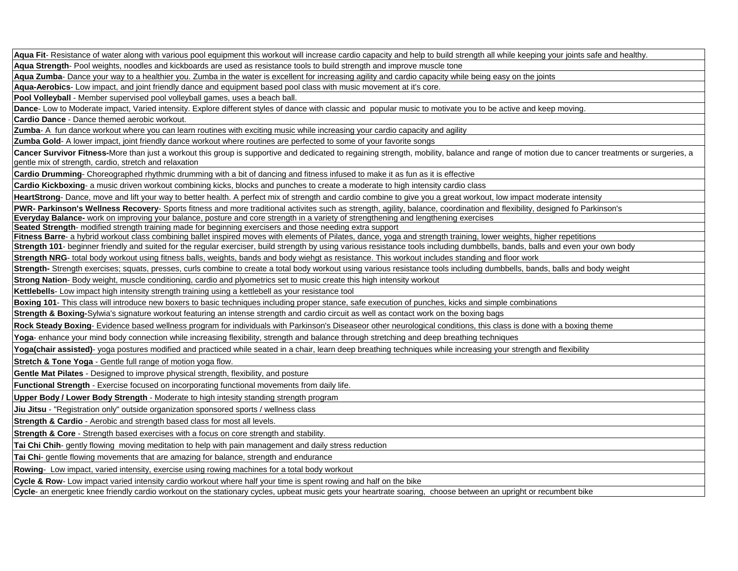| |
|---|
| **Aqua Fit**- Resistance of water along with various pool equipment this workout will increase cardio capacity and help to build strength all while keeping your joints safe and healthy. |
| **Aqua Strength**- Pool weights, noodles and kickboards are used as resistance tools to build strength and improve muscle tone |
| **Aqua Zumba**- Dance your way to a healthier you. Zumba in the water is excellent for increasing agility and cardio capacity while being easy on the joints |
| **Aqua-Aerobics**- Low impact, and joint friendly dance and equipment based pool class with music movement at it's core. |
| **Pool Volleyball** - Member supervised pool volleyball games, uses a beach ball. |
| **Dance**- Low to Moderate impact, Varied intensity. Explore different styles of dance with classic and popular music to motivate you to be active and keep moving. |
| **Cardio Dance** - Dance themed aerobic workout. |
| **Zumba**- A fun dance workout where you can learn routines with exciting music while increasing your cardio capacity and agility |
| **Zumba Gold**- A lower impact, joint friendly dance workout where routines are perfected to some of your favorite songs |
| **Cancer Survivor Fitness-**More than just a workout this group is supportive and dedicated to regaining strength, mobility, balance and range of motion due to cancer treatments or surgeries, a gentle mix of strength, cardio, stretch and relaxation |
| **Cardio Drumming**- Choreographed rhythmic drumming with a bit of dancing and fitness infused to make it as fun as it is effective |
| **Cardio Kickboxing**- a music driven workout combining kicks, blocks and punches to create a moderate to high intensity cardio class |
| **HeartStrong**- Dance, move and lift your way to better health. A perfect mix of strength and cardio combine to give you a great workout, low impact moderate intensity |
| **PWR- Parkinson's Wellness Recovery**- Sports fitness and more traditional activites such as strength, agility, balance, coordination and flexibility, designed fo Parkinson's |
| **Everyday Balance-** work on improving your balance, posture and core strength in a variety of strengthening and lengthening exercises |
| **Seated Strength**- modified strength training made for beginning exercisers and those needing extra support |
| **Fitness Barre**- a hybrid workout class combining ballet inspired moves with elements of Pilates, dance, yoga and strength training, lower weights, higher repetitions |
| **Strength 101**- beginner friendly and suited for the regular exerciser, build strength by using various resistance tools including dumbbells, bands, balls and even your own body |
| **Strength NRG**- total body workout using fitness balls, weights, bands and body wiehgt as resistance. This workout includes standing and floor work |
| **Strength-** Strength exercises; squats, presses, curls combine to create a total body workout using various resistance tools including dumbbells, bands, balls and body weight |
| **Strong Nation**- Body weight, muscle conditioning, cardio and plyometrics set to music create this high intensity workout |
| **Kettlebells**- Low impact high intensity strength training using a kettlebell as your resistance tool |
| **Boxing 101**- This class will introduce new boxers to basic techniques including proper stance, safe execution of punches, kicks and simple combinations |
| **Strength & Boxing-**Sylwia's signature workout featuring an intense strength and cardio circuit as well as contact work on the boxing bags |
| **Rock Steady Boxing**- Evidence based wellness program for individuals with Parkinson's Diseaseor other neurological conditions, this class is done with a boxing theme |
| **Yoga**- enhance your mind body connection while increasing flexibility, strength and balance through stretching and deep breathing techniques |
| **Yoga(chair assisted)**- yoga postures modified and practiced while seated in a chair, learn deep breathing techniques while increasing your strength and flexibility |
| **Stretch & Tone Yoga** - Gentle full range of motion yoga flow. |
| **Gentle Mat Pilates** - Designed to improve physical strength, flexibility, and posture |
| **Functional Strength** - Exercise focused on incorporating functional movements from daily life. |
| **Upper Body / Lower Body Strength** - Moderate to high intesity standing strength program |
| **Jiu Jitsu** - "Registration only" outside organization sponsored sports / wellness class |
| **Strength & Cardio** - Aerobic and strength based class for most all levels. |
| **Strength & Core** - Strength based exercises with a focus on core strength and stability. |
| **Tai Chi Chih**- gently flowing moving meditation to help with pain management and daily stress reduction |
| **Tai Chi**- gentle flowing movements that are amazing for balance, strength and endurance |
| **Rowing**- Low impact, varied intensity, exercise using rowing machines for a total body workout |
| **Cycle & Row**- Low impact varied intensity cardio workout where half your time is spent rowing and half on the bike |
| **Cycle**- an energetic knee friendly cardio workout on the stationary cycles, upbeat music gets your heartrate soaring, choose between an upright or recumbent bike |